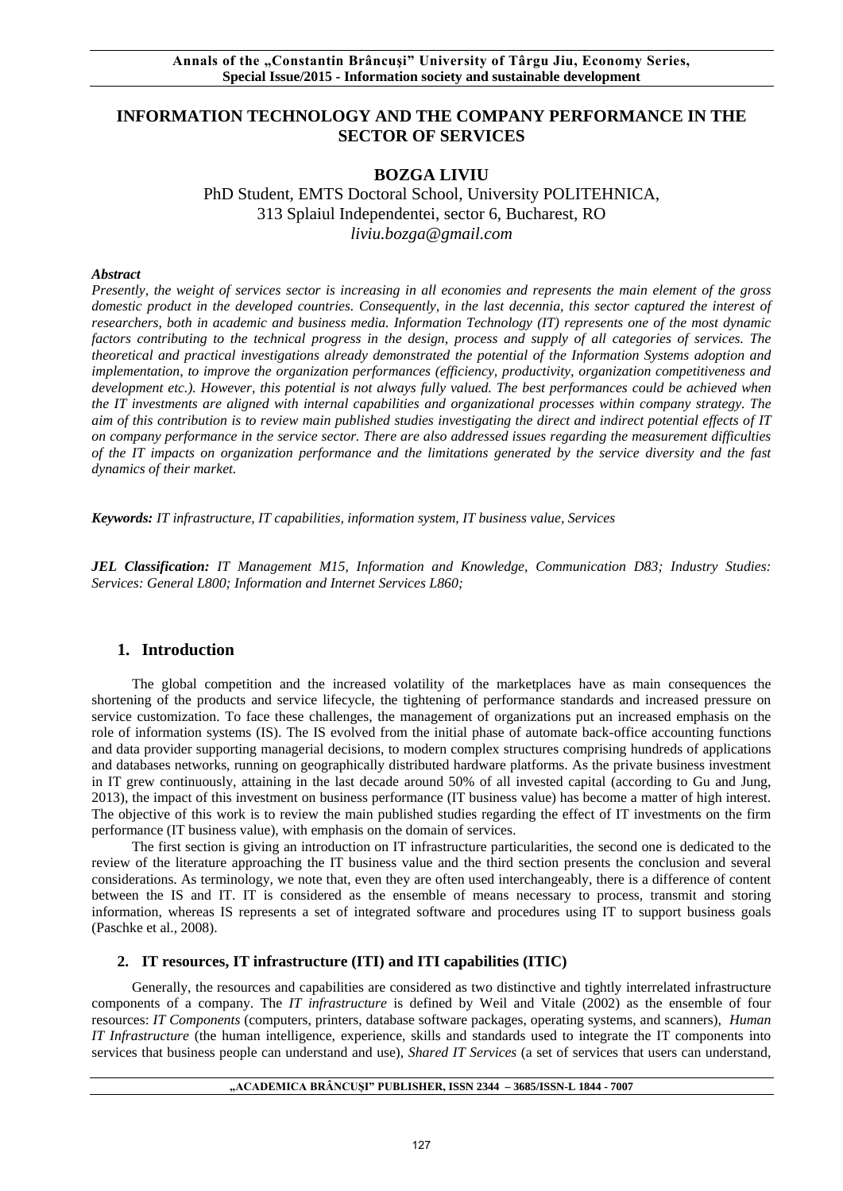# INFORMATION TECHNOLOGY AND THE COMPANY PERFORMANCE IN THE SECTOR OF SERVICES

**BOZGA LIVIU**

PhD Student, EMTS Doctoral School, University POLITEHNICA,
313 Splaiul Independentei, sector 6, Bucharest, RO
*liviu.bozga@gmail.com*

***Abstract***

*Presently, the weight of services sector is increasing in all economies and represents the main element of the gross domestic product in the developed countries. Consequently, in the last decennia, this sector captured the interest of researchers, both in academic and business media. Information Technology (IT) represents one of the most dynamic factors contributing to the technical progress in the design, process and supply of all categories of services. The theoretical and practical investigations already demonstrated the potential of the Information Systems adoption and implementation, to improve the organization performances (efficiency, productivity, organization competitiveness and development etc.). However, this potential is not always fully valued. The best performances could be achieved when the IT investments are aligned with internal capabilities and organizational processes within company strategy. The aim of this contribution is to review main published studies investigating the direct and indirect potential effects of IT on company performance in the service sector. There are also addressed issues regarding the measurement difficulties of the IT impacts on organization performance and the limitations generated by the service diversity and the fast dynamics of their market.*

***Keywords:*** *IT infrastructure, IT capabilities, information system, IT business value, Services*

***JEL Classification:*** *IT Management M15, Information and Knowledge, Communication D83; Industry Studies: Services: General L800; Information and Internet Services L860;*

## 1. Introduction

The global competition and the increased volatility of the marketplaces have as main consequences the shortening of the products and service lifecycle, the tightening of performance standards and increased pressure on service customization. To face these challenges, the management of organizations put an increased emphasis on the role of information systems (IS). The IS evolved from the initial phase of automate back-office accounting functions and data provider supporting managerial decisions, to modern complex structures comprising hundreds of applications and databases networks, running on geographically distributed hardware platforms. As the private business investment in IT grew continuously, attaining in the last decade around 50% of all invested capital (according to Gu and Jung, 2013), the impact of this investment on business performance (IT business value) has become a matter of high interest. The objective of this work is to review the main published studies regarding the effect of IT investments on the firm performance (IT business value), with emphasis on the domain of services.

The first section is giving an introduction on IT infrastructure particularities, the second one is dedicated to the review of the literature approaching the IT business value and the third section presents the conclusion and several considerations. As terminology, we note that, even they are often used interchangeably, there is a difference of content between the IS and IT. IT is considered as the ensemble of means necessary to process, transmit and storing information, whereas IS represents a set of integrated software and procedures using IT to support business goals (Paschke et al., 2008).

### 2. IT resources, IT infrastructure (ITI) and ITI capabilities (ITIC)

Generally, the resources and capabilities are considered as two distinctive and tightly interrelated infrastructure components of a company. The *IT infrastructure* is defined by Weil and Vitale (2002) as the ensemble of four resources: *IT Components* (computers, printers, database software packages, operating systems, and scanners), *Human IT Infrastructure* (the human intelligence, experience, skills and standards used to integrate the IT components into services that business people can understand and use), *Shared IT Services* (a set of services that users can understand,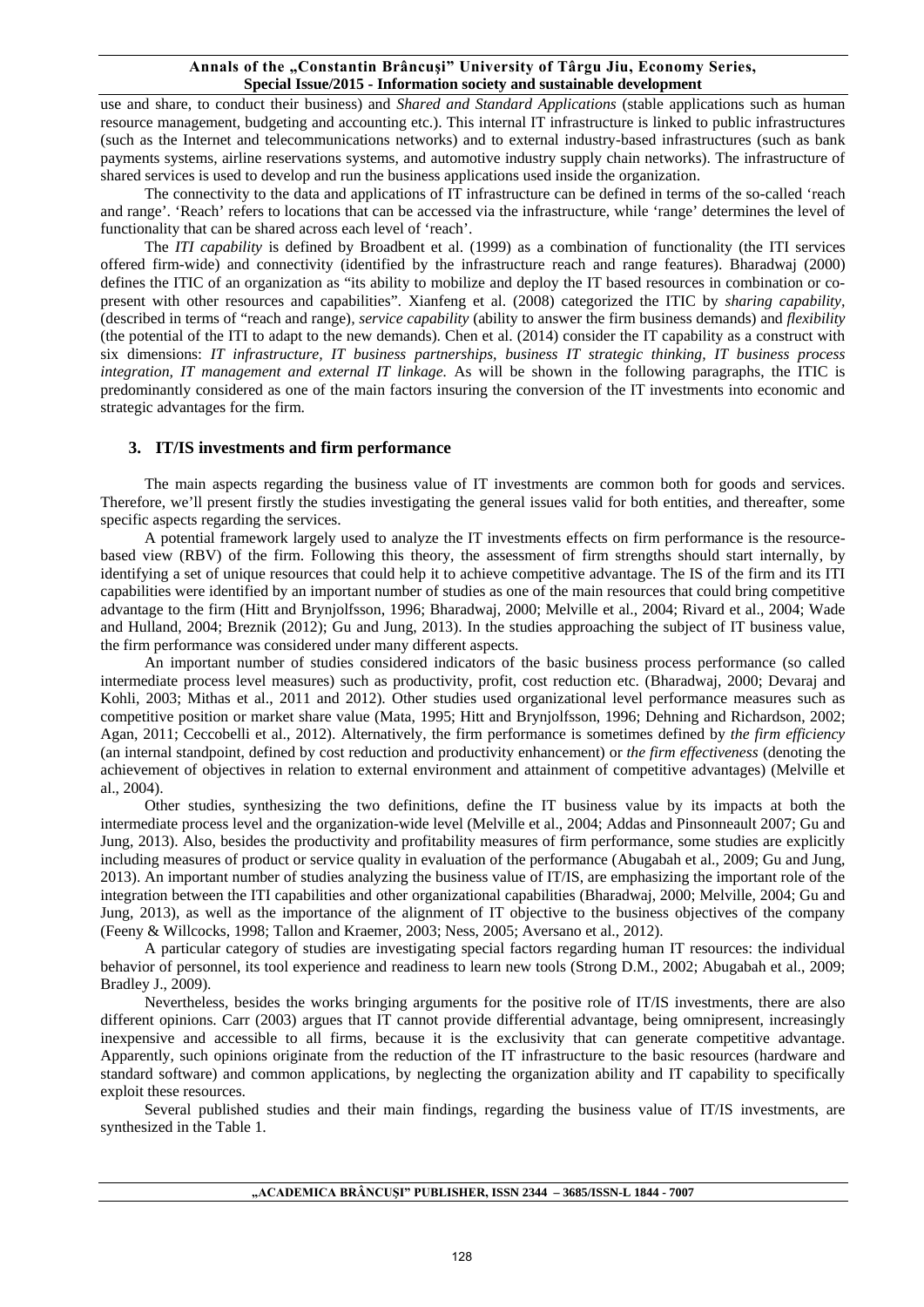use and share, to conduct their business) and *Shared and Standard Applications* (stable applications such as human resource management, budgeting and accounting etc.). This internal IT infrastructure is linked to public infrastructures (such as the Internet and telecommunications networks) and to external industry-based infrastructures (such as bank payments systems, airline reservations systems, and automotive industry supply chain networks). The infrastructure of shared services is used to develop and run the business applications used inside the organization.

The connectivity to the data and applications of IT infrastructure can be defined in terms of the so-called 'reach and range'. 'Reach' refers to locations that can be accessed via the infrastructure, while 'range' determines the level of functionality that can be shared across each level of 'reach'.

The *ITI capability* is defined by Broadbent et al. (1999) as a combination of functionality (the ITI services offered firm-wide) and connectivity (identified by the infrastructure reach and range features). Bharadwaj (2000) defines the ITIC of an organization as "its ability to mobilize and deploy the IT based resources in combination or co-present with other resources and capabilities". Xianfeng et al. (2008) categorized the ITIC by *sharing capability*, (described in terms of "reach and range), *service capability* (ability to answer the firm business demands) and *flexibility* (the potential of the ITI to adapt to the new demands). Chen et al. (2014) consider the IT capability as a construct with six dimensions: *IT infrastructure, IT business partnerships, business IT strategic thinking, IT business process integration, IT management and external IT linkage.* As will be shown in the following paragraphs, the ITIC is predominantly considered as one of the main factors insuring the conversion of the IT investments into economic and strategic advantages for the firm.

## 3. IT/IS investments and firm performance

The main aspects regarding the business value of IT investments are common both for goods and services. Therefore, we'll present firstly the studies investigating the general issues valid for both entities, and thereafter, some specific aspects regarding the services.

A potential framework largely used to analyze the IT investments effects on firm performance is the resource-based view (RBV) of the firm. Following this theory, the assessment of firm strengths should start internally, by identifying a set of unique resources that could help it to achieve competitive advantage. The IS of the firm and its ITI capabilities were identified by an important number of studies as one of the main resources that could bring competitive advantage to the firm (Hitt and Brynjolfsson, 1996; Bharadwaj, 2000; Melville et al., 2004; Rivard et al., 2004; Wade and Hulland, 2004; Breznik (2012); Gu and Jung, 2013). In the studies approaching the subject of IT business value, the firm performance was considered under many different aspects.

An important number of studies considered indicators of the basic business process performance (so called intermediate process level measures) such as productivity, profit, cost reduction etc. (Bharadwaj, 2000; Devaraj and Kohli, 2003; Mithas et al., 2011 and 2012). Other studies used organizational level performance measures such as competitive position or market share value (Mata, 1995; Hitt and Brynjolfsson, 1996; Dehning and Richardson, 2002; Agan, 2011; Ceccobelli et al., 2012). Alternatively, the firm performance is sometimes defined by *the firm efficiency* (an internal standpoint, defined by cost reduction and productivity enhancement) or *the firm effectiveness* (denoting the achievement of objectives in relation to external environment and attainment of competitive advantages) (Melville et al., 2004).

Other studies, synthesizing the two definitions, define the IT business value by its impacts at both the intermediate process level and the organization-wide level (Melville et al., 2004; Addas and Pinsonneault 2007; Gu and Jung, 2013). Also, besides the productivity and profitability measures of firm performance, some studies are explicitly including measures of product or service quality in evaluation of the performance (Abugabah et al., 2009; Gu and Jung, 2013). An important number of studies analyzing the business value of IT/IS, are emphasizing the important role of the integration between the ITI capabilities and other organizational capabilities (Bharadwaj, 2000; Melville, 2004; Gu and Jung, 2013), as well as the importance of the alignment of IT objective to the business objectives of the company (Feeny & Willcocks, 1998; Tallon and Kraemer, 2003; Ness, 2005; Aversano et al., 2012).

A particular category of studies are investigating special factors regarding human IT resources: the individual behavior of personnel, its tool experience and readiness to learn new tools (Strong D.M., 2002; Abugabah et al., 2009; Bradley J., 2009).

Nevertheless, besides the works bringing arguments for the positive role of IT/IS investments, there are also different opinions. Carr (2003) argues that IT cannot provide differential advantage, being omnipresent, increasingly inexpensive and accessible to all firms, because it is the exclusivity that can generate competitive advantage. Apparently, such opinions originate from the reduction of the IT infrastructure to the basic resources (hardware and standard software) and common applications, by neglecting the organization ability and IT capability to specifically exploit these resources.

Several published studies and their main findings, regarding the business value of IT/IS investments, are synthesized in the Table 1.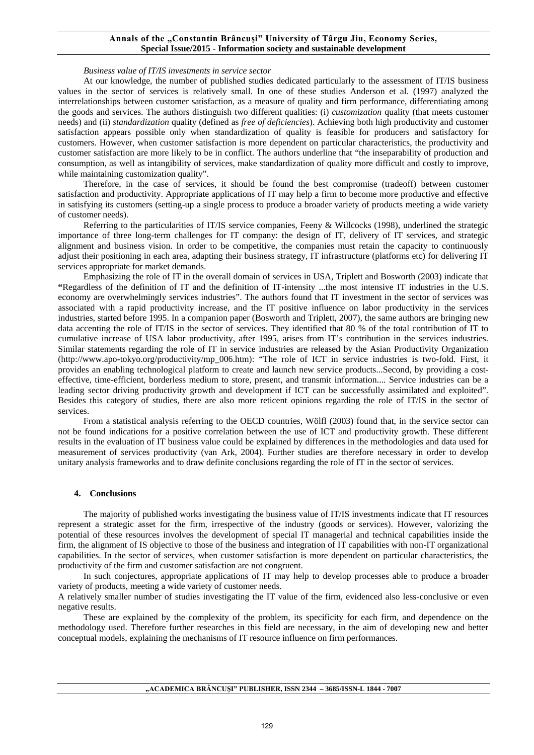*Business value of IT/IS investments in service sector*

At our knowledge, the number of published studies dedicated particularly to the assessment of IT/IS business values in the sector of services is relatively small. In one of these studies Anderson et al. (1997) analyzed the interrelationships between customer satisfaction, as a measure of quality and firm performance, differentiating among the goods and services. The authors distinguish two different qualities: (i) *customization* quality (that meets customer needs) and (ii) *standardization* quality (defined as *free of deficiencies*). Achieving both high productivity and customer satisfaction appears possible only when standardization of quality is feasible for producers and satisfactory for customers. However, when customer satisfaction is more dependent on particular characteristics, the productivity and customer satisfaction are more likely to be in conflict. The authors underline that "the inseparability of production and consumption, as well as intangibility of services, make standardization of quality more difficult and costly to improve, while maintaining customization quality".

Therefore, in the case of services, it should be found the best compromise (tradeoff) between customer satisfaction and productivity. Appropriate applications of IT may help a firm to become more productive and effective in satisfying its customers (setting-up a single process to produce a broader variety of products meeting a wide variety of customer needs).

Referring to the particularities of IT/IS service companies, Feeny & Willcocks (1998), underlined the strategic importance of three long-term challenges for IT company: the design of IT, delivery of IT services, and strategic alignment and business vision. In order to be competitive, the companies must retain the capacity to continuously adjust their positioning in each area, adapting their business strategy, IT infrastructure (platforms etc) for delivering IT services appropriate for market demands.

Emphasizing the role of IT in the overall domain of services in USA, Triplett and Bosworth (2003) indicate that **"**Regardless of the definition of IT and the definition of IT-intensity ...the most intensive IT industries in the U.S. economy are overwhelmingly services industries". The authors found that IT investment in the sector of services was associated with a rapid productivity increase, and the IT positive influence on labor productivity in the services industries, started before 1995. In a companion paper (Bosworth and Triplett, 2007), the same authors are bringing new data accenting the role of IT/IS in the sector of services. They identified that 80 % of the total contribution of IT to cumulative increase of USA labor productivity, after 1995, arises from IT's contribution in the services industries. Similar statements regarding the role of IT in service industries are released by the Asian Productivity Organization (http://www.apo-tokyo.org/productivity/mp_006.htm): "The role of ICT in service industries is two-fold. First, it provides an enabling technological platform to create and launch new service products...Second, by providing a cost-effective, time-efficient, borderless medium to store, present, and transmit information.... Service industries can be a leading sector driving productivity growth and development if ICT can be successfully assimilated and exploited". Besides this category of studies, there are also more reticent opinions regarding the role of IT/IS in the sector of services.

From a statistical analysis referring to the OECD countries, Wölfl (2003) found that, in the service sector can not be found indications for a positive correlation between the use of ICT and productivity growth. These different results in the evaluation of IT business value could be explained by differences in the methodologies and data used for measurement of services productivity (van Ark, 2004). Further studies are therefore necessary in order to develop unitary analysis frameworks and to draw definite conclusions regarding the role of IT in the sector of services.

## 4. Conclusions

The majority of published works investigating the business value of IT/IS investments indicate that IT resources represent a strategic asset for the firm, irrespective of the industry (goods or services). However, valorizing the potential of these resources involves the development of special IT managerial and technical capabilities inside the firm, the alignment of IS objective to those of the business and integration of IT capabilities with non-IT organizational capabilities. In the sector of services, when customer satisfaction is more dependent on particular characteristics, the productivity of the firm and customer satisfaction are not congruent.

In such conjectures, appropriate applications of IT may help to develop processes able to produce a broader variety of products, meeting a wide variety of customer needs.

A relatively smaller number of studies investigating the IT value of the firm, evidenced also less-conclusive or even negative results.

These are explained by the complexity of the problem, its specificity for each firm, and dependence on the methodology used. Therefore further researches in this field are necessary, in the aim of developing new and better conceptual models, explaining the mechanisms of IT resource influence on firm performances.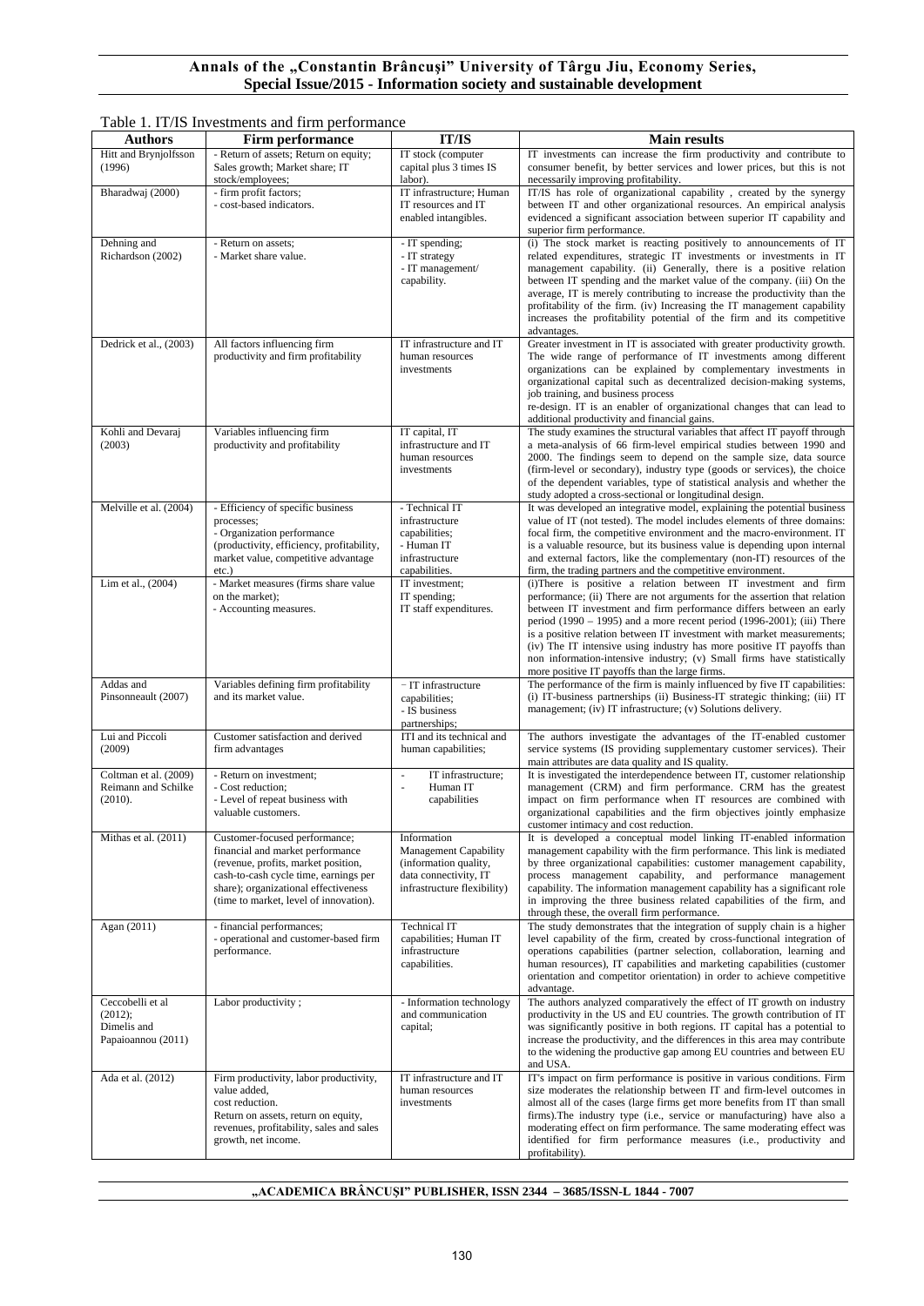Table 1. IT/IS Investments and firm performance

| Authors | Firm performance | IT/IS | Main results |
|---|---|---|---|
| Hitt and Brynjolfsson (1996) | - Return of assets; Return on equity; Sales growth; Market share; IT stock/employees; | IT stock (computer capital plus 3 times IS labor). | IT investments can increase the firm productivity and contribute to consumer benefit, by better services and lower prices, but this is not necessarily improving profitability. |
| Bharadwaj (2000) | - firm profit factors; - cost-based indicators. | IT infrastructure; Human IT resources and IT enabled intangibles. | IT/IS has role of organizational capability , created by the synergy between IT and other organizational resources. An empirical analysis evidenced a significant association between superior IT capability and superior firm performance. |
| Dehning and Richardson (2002) | - Return on assets; - Market share value. | - IT spending; - IT strategy - IT management/ capability. | (i) The stock market is reacting positively to announcements of IT related expenditures, strategic IT investments or investments in IT management capability. (ii) Generally, there is a positive relation between IT spending and the market value of the company. (iii) On the average, IT is merely contributing to increase the productivity than the profitability of the firm. (iv) Increasing the IT management capability increases the profitability potential of the firm and its competitive advantages. |
| Dedrick et al., (2003) | All factors influencing firm productivity and firm profitability | IT infrastructure and IT human resources investments | Greater investment in IT is associated with greater productivity growth. The wide range of performance of IT investments among different organizations can be explained by complementary investments in organizational capital such as decentralized decision-making systems, job training, and business process re-design. IT is an enabler of organizational changes that can lead to additional productivity and financial gains. |
| Kohli and Devaraj (2003) | Variables influencing firm productivity and profitability | IT capital, IT infrastructure and IT human resources investments | The study examines the structural variables that affect IT payoff through a meta-analysis of 66 firm-level empirical studies between 1990 and 2000. The findings seem to depend on the sample size, data source (firm-level or secondary), industry type (goods or services), the choice of the dependent variables, type of statistical analysis and whether the study adopted a cross-sectional or longitudinal design. |
| Melville et al. (2004) | - Efficiency of specific business processes; - Organization performance (productivity, efficiency, profitability, market value, competitive advantage etc.) | - Technical IT infrastructure capabilities; - Human IT infrastructure capabilities. | It was developed an integrative model, explaining the potential business value of IT (not tested). The model includes elements of three domains: focal firm, the competitive environment and the macro-environment. IT is a valuable resource, but its business value is depending upon internal and external factors, like the complementary (non-IT) resources of the firm, the trading partners and the competitive environment. |
| Lim et al., (2004) | - Market measures (firms share value on the market); - Accounting measures. | IT investment; IT spending; IT staff expenditures. | (i)There is positive a relation between IT investment and firm performance; (ii) There are not arguments for the assertion that relation between IT investment and firm performance differs between an early period (1990 – 1995) and a more recent period (1996-2001); (iii) There is a positive relation between IT investment with market measurements; (iv) The IT intensive using industry has more positive IT payoffs than non information-intensive industry; (v) Small firms have statistically more positive IT payoffs than the large firms. |
| Addas and Pinsonneault (2007) | Variables defining firm profitability and its market value. | - IT infrastructure capabilities; - IS business partnerships; | The performance of the firm is mainly influenced by five IT capabilities: (i) IT-business partnerships (ii) Business-IT strategic thinking; (iii) IT management; (iv) IT infrastructure; (v) Solutions delivery. |
| Lui and Piccoli (2009) | Customer satisfaction and derived firm advantages | ITI and its technical and human capabilities; | The authors investigate the advantages of the IT-enabled customer service systems (IS providing supplementary customer services). Their main attributes are data quality and IS quality. |
| Coltman et al. (2009) Reimann and Schilke (2010). | - Return on investment; - Cost reduction; - Level of repeat business with valuable customers. | - IT infrastructure; - Human IT capabilities | It is investigated the interdependence between IT, customer relationship management (CRM) and firm performance. CRM has the greatest impact on firm performance when IT resources are combined with organizational capabilities and the firm objectives jointly emphasize customer intimacy and cost reduction. |
| Mithas et al. (2011) | Customer-focused performance; financial and market performance (revenue, profits, market position, cash-to-cash cycle time, earnings per share); organizational effectiveness (time to market, level of innovation). | Information Management Capability (information quality, data connectivity, IT infrastructure flexibility) | It is developed a conceptual model linking IT-enabled information management capability with the firm performance. This link is mediated by three organizational capabilities: customer management capability, process management capability, and performance management capability. The information management capability has a significant role in improving the three business related capabilities of the firm, and through these, the overall firm performance. |
| Agan (2011) | - financial performances; - operational and customer-based firm performance. | Technical IT capabilities; Human IT infrastructure capabilities. | The study demonstrates that the integration of supply chain is a higher level capability of the firm, created by cross-functional integration of operations capabilities (partner selection, collaboration, learning and human resources), IT capabilities and marketing capabilities (customer orientation and competitor orientation) in order to achieve competitive advantage. |
| Ceccobelli et al (2012); Dimelis and Papaioannou (2011) | Labor productivity ; | - Information technology and communication capital; | The authors analyzed comparatively the effect of IT growth on industry productivity in the US and EU countries. The growth contribution of IT was significantly positive in both regions. IT capital has a potential to increase the productivity, and the differences in this area may contribute to the widening the productive gap among EU countries and between EU and USA. |
| Ada et al. (2012) | Firm productivity, labor productivity, value added, cost reduction. Return on assets, return on equity, revenues, profitability, sales and sales growth, net income. | IT infrastructure and IT human resources investments | IT's impact on firm performance is positive in various conditions. Firm size moderates the relationship between IT and firm-level outcomes in almost all of the cases (large firms get more benefits from IT than small firms).The industry type (i.e., service or manufacturing) have also a moderating effect on firm performance. The same moderating effect was identified for firm performance measures (i.e., productivity and profitability). |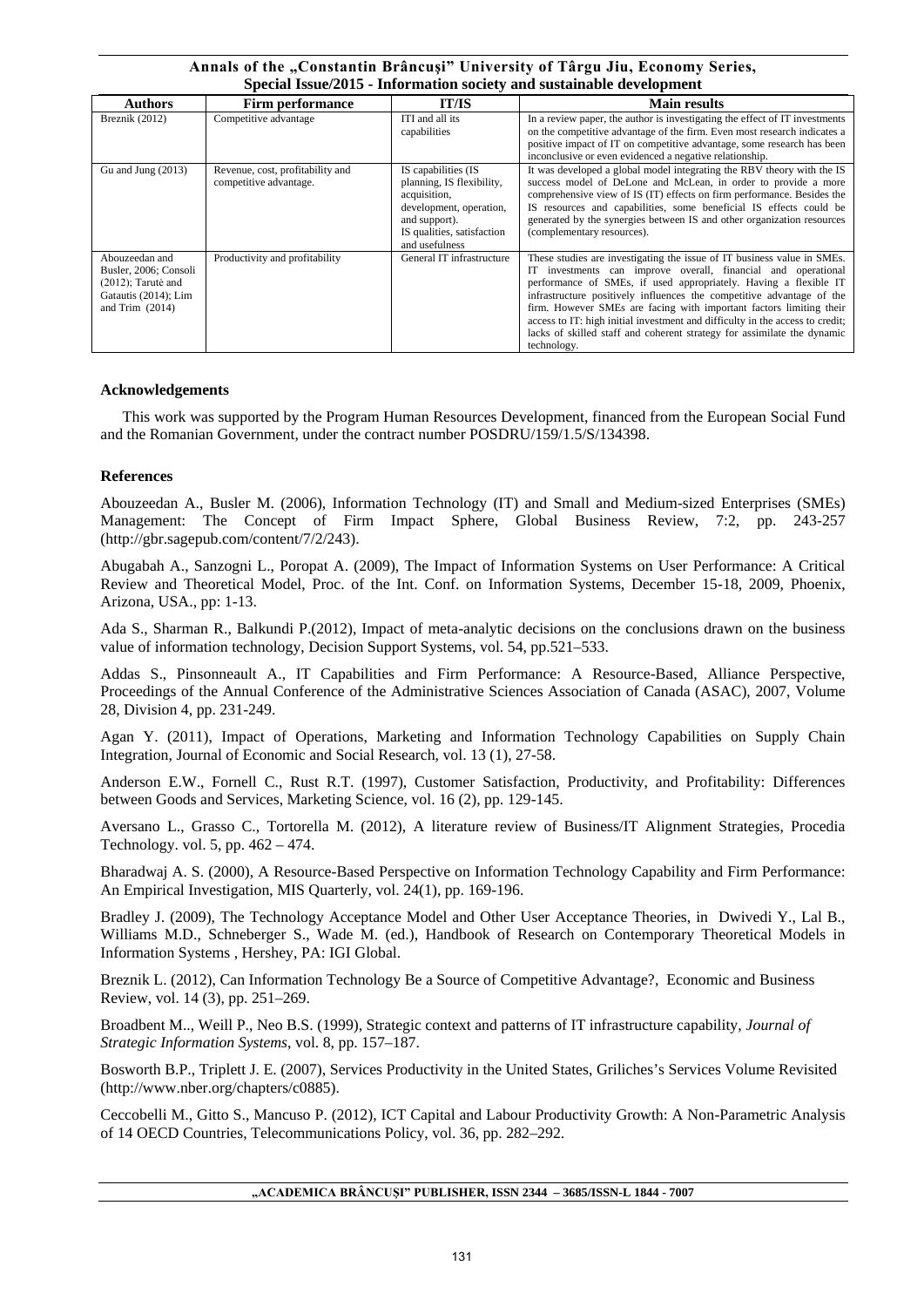| Authors | Firm performance | IT/IS | Main results |
|---|---|---|---|
| Breznik (2012) | Competitive advantage | ITI and all its capabilities | In a review paper, the author is investigating the effect of IT investments on the competitive advantage of the firm. Even most research indicates a positive impact of IT on competitive advantage, some research has been inconclusive or even evidenced a negative relationship. |
| Gu and Jung (2013) | Revenue, cost, profitability and competitive advantage. | IS capabilities (IS planning, IS flexibility, acquisition, development, operation, and support). IS qualities, satisfaction and usefulness | It was developed a global model integrating the RBV theory with the IS success model of DeLone and McLean, in order to provide a more comprehensive view of IS (IT) effects on firm performance. Besides the IS resources and capabilities, some beneficial IS effects could be generated by the synergies between IS and other organization resources (complementary resources). |
| Abouzeedan and Busler, 2006; Consoli (2012); Tarutė and Gatautis (2014); Lim and Trim (2014) | Productivity and profitability | General IT infrastructure | These studies are investigating the issue of IT business value in SMEs. IT investments can improve overall, financial and operational performance of SMEs, if used appropriately. Having a flexible IT infrastructure positively influences the competitive advantage of the firm. However SMEs are facing with important factors limiting their access to IT: high initial investment and difficulty in the access to credit; lacks of skilled staff and coherent strategy for assimilate the dynamic technology. |

**Acknowledgements**

This work was supported by the Program Human Resources Development, financed from the European Social Fund and the Romanian Government, under the contract number POSDRU/159/1.5/S/134398.

**References**

Abouzeedan A., Busler M. (2006), Information Technology (IT) and Small and Medium-sized Enterprises (SMEs) Management: The Concept of Firm Impact Sphere, Global Business Review, 7:2, pp. 243-257 (http://gbr.sagepub.com/content/7/2/243).

Abugabah A., Sanzogni L., Poropat A. (2009), The Impact of Information Systems on User Performance: A Critical Review and Theoretical Model, Proc. of the Int. Conf. on Information Systems, December 15-18, 2009, Phoenix, Arizona, USA., pp: 1-13.

Ada S., Sharman R., Balkundi P.(2012), Impact of meta-analytic decisions on the conclusions drawn on the business value of information technology, Decision Support Systems, vol. 54, pp.521–533.

Addas S., Pinsonneault A., IT Capabilities and Firm Performance: A Resource-Based, Alliance Perspective, Proceedings of the Annual Conference of the Administrative Sciences Association of Canada (ASAC), 2007, Volume 28, Division 4, pp. 231-249.

Agan Y. (2011), Impact of Operations, Marketing and Information Technology Capabilities on Supply Chain Integration, Journal of Economic and Social Research, vol. 13 (1), 27-58.

Anderson E.W., Fornell C., Rust R.T. (1997), Customer Satisfaction, Productivity, and Profitability: Differences between Goods and Services, Marketing Science, vol. 16 (2), pp. 129-145.

Aversano L., Grasso C., Tortorella M. (2012), A literature review of Business/IT Alignment Strategies, Procedia Technology. vol. 5, pp. 462 – 474.

Bharadwaj A. S. (2000), A Resource-Based Perspective on Information Technology Capability and Firm Performance: An Empirical Investigation, MIS Quarterly, vol. 24(1), pp. 169-196.

Bradley J. (2009), The Technology Acceptance Model and Other User Acceptance Theories, in Dwivedi Y., Lal B., Williams M.D., Schneberger S., Wade M. (ed.), Handbook of Research on Contemporary Theoretical Models in Information Systems , Hershey, PA: IGI Global.

Breznik L. (2012), Can Information Technology Be a Source of Competitive Advantage?, Economic and Business Review, vol. 14 (3), pp. 251–269.

Broadbent M.., Weill P., Neo B.S. (1999), Strategic context and patterns of IT infrastructure capability, *Journal of Strategic Information Systems*, vol. 8, pp. 157–187.

Bosworth B.P., Triplett J. E. (2007), Services Productivity in the United States, Griliches's Services Volume Revisited (http://www.nber.org/chapters/c0885).

Ceccobelli M., Gitto S., Mancuso P. (2012), ICT Capital and Labour Productivity Growth: A Non-Parametric Analysis of 14 OECD Countries, Telecommunications Policy, vol. 36, pp. 282–292.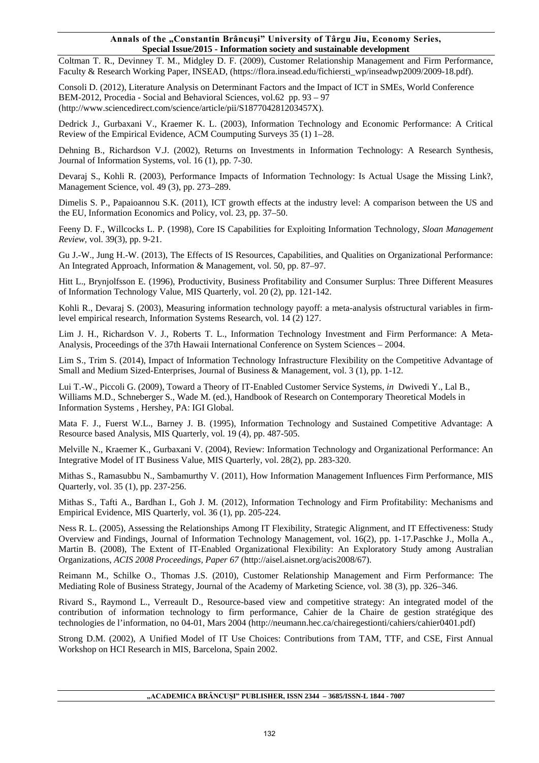Coltman T. R., Devinney T. M., Midgley D. F. (2009), Customer Relationship Management and Firm Performance, Faculty & Research Working Paper, INSEAD, (https://flora.insead.edu/fichiersti_wp/inseadwp2009/2009-18.pdf).

Consoli D. (2012), Literature Analysis on Determinant Factors and the Impact of ICT in SMEs, World Conference BEM-2012, Procedia - Social and Behavioral Sciences, vol.62 pp. 93 – 97 (http://www.sciencedirect.com/science/article/pii/S187704281203457X).

Dedrick J., Gurbaxani V., Kraemer K. L. (2003), Information Technology and Economic Performance: A Critical Review of the Empirical Evidence, ACM Coumputing Surveys 35 (1) 1–28.

Dehning B., Richardson V.J. (2002), Returns on Investments in Information Technology: A Research Synthesis, Journal of Information Systems, vol. 16 (1), pp. 7-30.

Devaraj S., Kohli R. (2003), Performance Impacts of Information Technology: Is Actual Usage the Missing Link?, Management Science, vol. 49 (3), pp. 273–289.

Dimelis S. P., Papaioannou S.K. (2011), ICT growth effects at the industry level: A comparison between the US and the EU, Information Economics and Policy, vol. 23, pp. 37–50.

Feeny D. F., Willcocks L. P. (1998), Core IS Capabilities for Exploiting Information Technology, *Sloan Management Review*, vol. 39(3), pp. 9-21.

Gu J.-W., Jung H.-W. (2013), The Effects of IS Resources, Capabilities, and Qualities on Organizational Performance: An Integrated Approach, Information & Management, vol. 50, pp. 87–97.

Hitt L., Brynjolfsson E. (1996), Productivity, Business Profitability and Consumer Surplus: Three Different Measures of Information Technology Value, MIS Quarterly, vol. 20 (2), pp. 121-142.

Kohli R., Devaraj S. (2003), Measuring information technology payoff: a meta-analysis ofstructural variables in firm-level empirical research, Information Systems Research, vol. 14 (2) 127.

Lim J. H., Richardson V. J., Roberts T. L., Information Technology Investment and Firm Performance: A Meta-Analysis, Proceedings of the 37th Hawaii International Conference on System Sciences – 2004.

Lim S., Trim S. (2014), Impact of Information Technology Infrastructure Flexibility on the Competitive Advantage of Small and Medium Sized-Enterprises, Journal of Business & Management, vol. 3 (1), pp. 1-12.

Lui T.-W., Piccoli G. (2009), Toward a Theory of IT-Enabled Customer Service Systems, *in* Dwivedi Y., Lal B., Williams M.D., Schneberger S., Wade M. (ed.), Handbook of Research on Contemporary Theoretical Models in Information Systems , Hershey, PA: IGI Global.

Mata F. J., Fuerst W.L., Barney J. B. (1995), Information Technology and Sustained Competitive Advantage: A Resource based Analysis, MIS Quarterly, vol. 19 (4), pp. 487-505.

Melville N., Kraemer K., Gurbaxani V. (2004), Review: Information Technology and Organizational Performance: An Integrative Model of IT Business Value, MIS Quarterly, vol. 28(2), pp. 283-320.

Mithas S., Ramasubbu N., Sambamurthy V. (2011), How Information Management Influences Firm Performance, MIS Quarterly, vol. 35 (1), pp. 237-256.

Mithas S., Tafti A., Bardhan I., Goh J. M. (2012), Information Technology and Firm Profitability: Mechanisms and Empirical Evidence, MIS Quarterly, vol. 36 (1), pp. 205-224.

Ness R. L. (2005), Assessing the Relationships Among IT Flexibility, Strategic Alignment, and IT Effectiveness: Study Overview and Findings, Journal of Information Technology Management, vol. 16(2), pp. 1-17.Paschke J., Molla A., Martin B. (2008), The Extent of IT-Enabled Organizational Flexibility: An Exploratory Study among Australian Organizations, *ACIS 2008 Proceedings, Paper 67* (http://aisel.aisnet.org/acis2008/67).

Reimann M., Schilke O., Thomas J.S. (2010), Customer Relationship Management and Firm Performance: The Mediating Role of Business Strategy, Journal of the Academy of Marketing Science, vol. 38 (3), pp. 326–346.

Rivard S., Raymond L., Verreault D., Resource-based view and competitive strategy: An integrated model of the contribution of information technology to firm performance, Cahier de la Chaire de gestion stratégique des technologies de l'information, no 04-01, Mars 2004 (http://neumann.hec.ca/chairegestionti/cahiers/cahier0401.pdf)

Strong D.M. (2002), A Unified Model of IT Use Choices: Contributions from TAM, TTF, and CSE, First Annual Workshop on HCI Research in MIS, Barcelona, Spain 2002.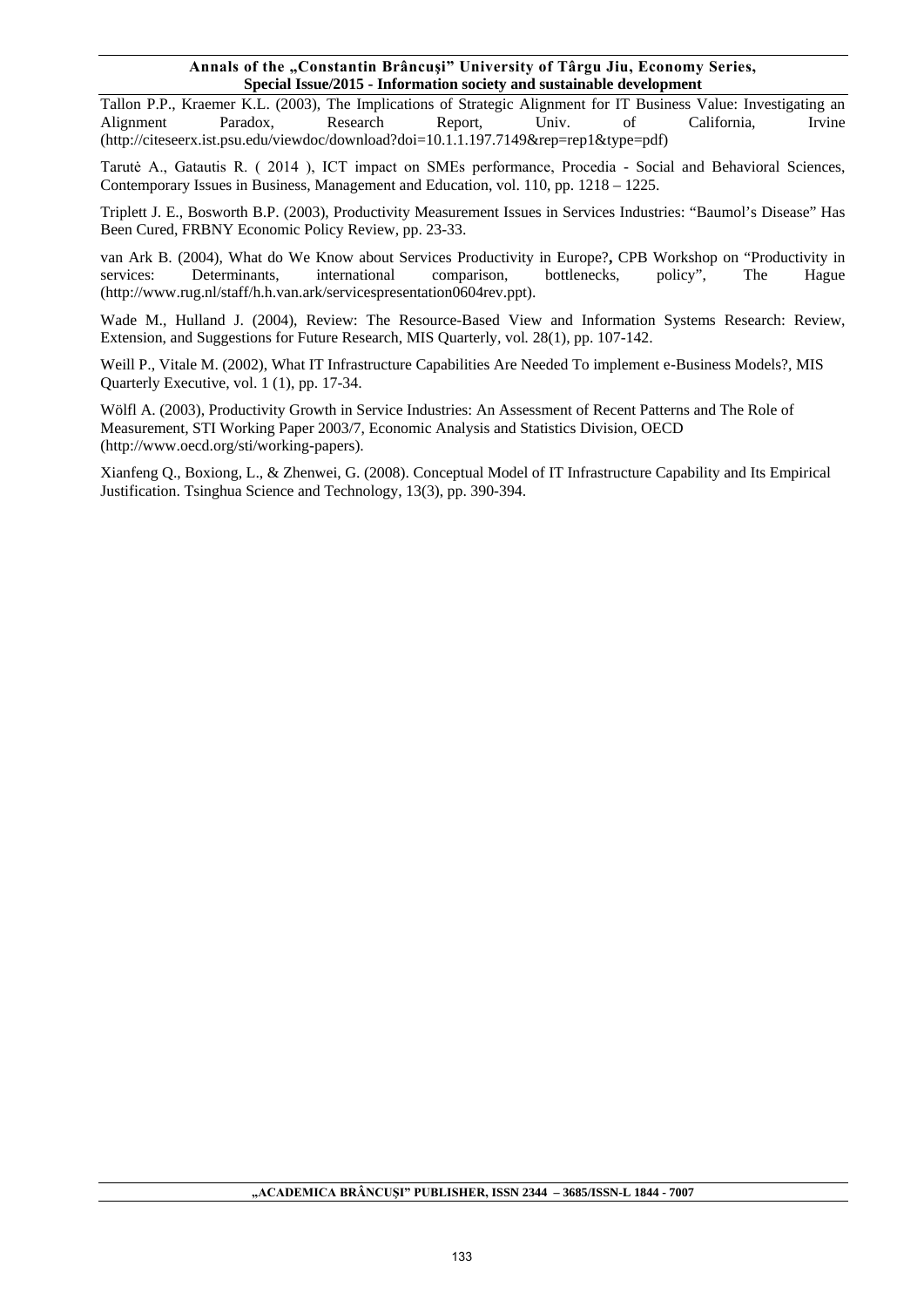Tallon P.P., Kraemer K.L. (2003), The Implications of Strategic Alignment for IT Business Value: Investigating an Alignment Paradox, Research Report, Univ. of California, Irvine (http://citeseerx.ist.psu.edu/viewdoc/download?doi=10.1.1.197.7149&rep=rep1&type=pdf)

Tarutė A., Gatautis R. ( 2014 ), ICT impact on SMEs performance, Procedia - Social and Behavioral Sciences, Contemporary Issues in Business, Management and Education, vol. 110, pp. 1218 – 1225.

Triplett J. E., Bosworth B.P. (2003), Productivity Measurement Issues in Services Industries: "Baumol's Disease" Has Been Cured, FRBNY Economic Policy Review, pp. 23-33.

van Ark B. (2004), What do We Know about Services Productivity in Europe?**,** CPB Workshop on "Productivity in services: Determinants, international comparison, bottlenecks, policy", The Hague (http://www.rug.nl/staff/h.h.van.ark/servicespresentation0604rev.ppt).

Wade M., Hulland J. (2004), Review: The Resource-Based View and Information Systems Research: Review, Extension, and Suggestions for Future Research, MIS Quarterly, vol. 28(1), pp. 107-142.

Weill P., Vitale M. (2002), What IT Infrastructure Capabilities Are Needed To implement e-Business Models?, MIS Quarterly Executive, vol. 1 (1), pp. 17-34.

Wölfl A. (2003), Productivity Growth in Service Industries: An Assessment of Recent Patterns and The Role of Measurement, STI Working Paper 2003/7, Economic Analysis and Statistics Division, OECD (http://www.oecd.org/sti/working-papers).

Xianfeng Q., Boxiong, L., & Zhenwei, G. (2008). Conceptual Model of IT Infrastructure Capability and Its Empirical Justification. Tsinghua Science and Technology, 13(3), pp. 390-394.